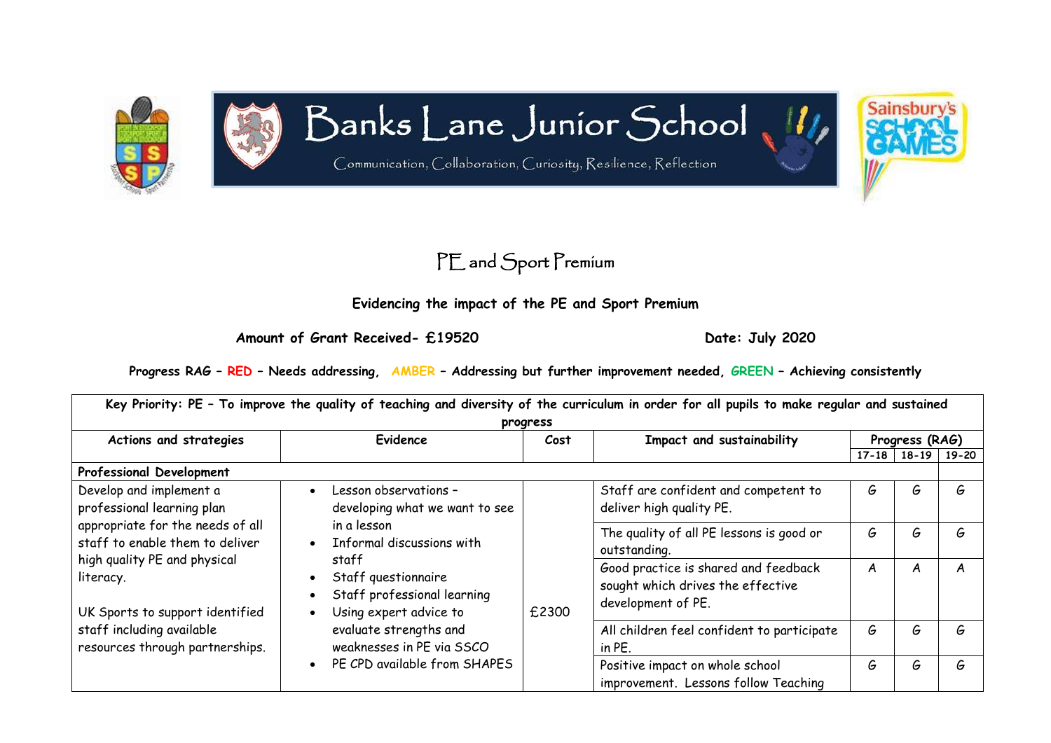# Banks Lane Junior School

Communication, Collaboration, Curiosity, Resilience, Reflection

## PE and Sport Premium

**Evidencing the impact of the PE and Sport Premium**

**Amount of Grant Received- £19520** **Date: July 2020**

**Progress RAG – RED – Needs addressing, AMBER – Addressing but further improvement needed, GREEN – Achieving consistently**

| Key Priority: PE – To improve the quality of teaching and diversity of the curriculum in order for all pupils to make regular and sustained progress | | | | | | |
|---|---|---|---|---|---|---|
| **Actions and strategies** | **Evidence** | **Cost** | **Impact and sustainability** | **Progress (RAG)** | | |
| | | | | **17-18** | **18-19** | **19-20** |
| **Professional Development** | | | | | | |
| Develop and implement a professional learning plan appropriate for the needs of all staff to enable them to deliver high quality PE and physical literacy.<br><br>UK Sports to support identified staff including available resources through partnerships. | • Lesson observations – developing what we want to see in a lesson<br>• Informal discussions with staff<br>• Staff questionnaire<br>• Staff professional learning<br>• Using expert advice to evaluate strengths and weaknesses in PE via SSCO<br>• PE CPD available from SHAPES | £2300 | Staff are confident and competent to deliver high quality PE. | G | G | G |
| | | | The quality of all PE lessons is good or outstanding. | G | G | G |
| | | | Good practice is shared and feedback sought which drives the effective development of PE. | A | A | A |
| | | | All children feel confident to participate in PE. | G | G | G |
| | | | Positive impact on whole school improvement. Lessons follow Teaching | G | G | G |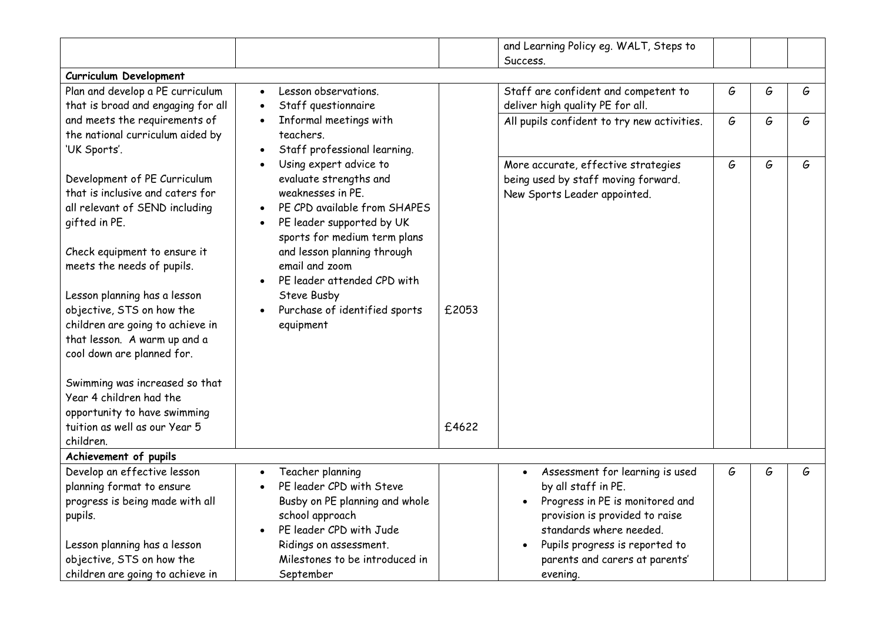| | | | | | | |
|---|---|---|---|---|---|---|
| | | | and Learning Policy eg. WALT, Steps to Success. | | | |
| **Curriculum Development** | | | | | | |
| Plan and develop a PE curriculum that is broad and engaging for all and meets the requirements of the national curriculum aided by 'UK Sports'.<br><br>Development of PE Curriculum that is inclusive and caters for all relevant of SEND including gifted in PE.<br><br>Check equipment to ensure it meets the needs of pupils.<br><br>Lesson planning has a lesson objective, STS on how the children are going to achieve in that lesson. A warm up and a cool down are planned for.<br><br>Swimming was increased so that Year 4 children had the opportunity to have swimming tuition as well as our Year 5 children. | • Lesson observations.<br>• Staff questionnaire<br>• Informal meetings with teachers.<br>• Staff professional learning.<br>• Using expert advice to evaluate strengths and weaknesses in PE.<br>• PE CPD available from SHAPES<br>• PE leader supported by UK sports for medium term plans and lesson planning through email and zoom<br>• PE leader attended CPD with Steve Busby<br>• Purchase of identified sports equipment | £2053<br><br>£4622 | Staff are confident and competent to deliver high quality PE for all.<br><br>All pupils confident to try new activities.<br><br>More accurate, effective strategies being used by staff moving forward. New Sports Leader appointed. | G<br><br>G<br><br>G | G<br><br>G<br><br>G | G<br><br>G<br><br>G |
| **Achievement of pupils** | | | | | | |
| Develop an effective lesson planning format to ensure progress is being made with all pupils.<br><br>Lesson planning has a lesson objective, STS on how the children are going to achieve in | • Teacher planning<br>• PE leader CPD with Steve Busby on PE planning and whole school approach<br>• PE leader CPD with Jude Ridings on assessment. Milestones to be introduced in September | | • Assessment for learning is used by all staff in PE.<br>• Progress in PE is monitored and provision is provided to raise standards where needed.<br>• Pupils progress is reported to parents and carers at parents' evening. | G | G | G |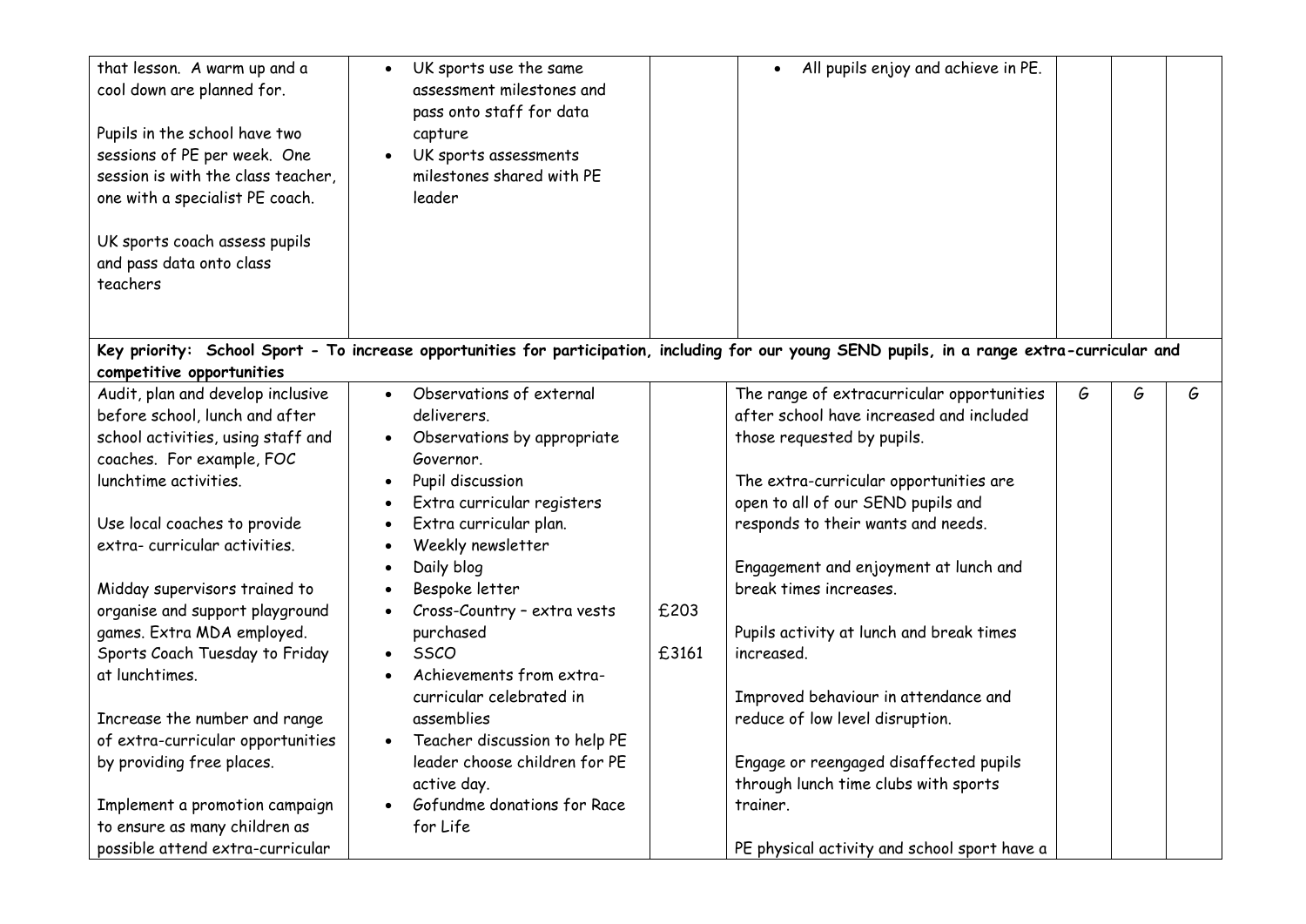| | | | | | | |
|---|---|---|---|---|---|---|
| that lesson. A warm up and a cool down are planned for.<br><br>Pupils in the school have two sessions of PE per week. One session is with the class teacher, one with a specialist PE coach.<br><br>UK sports coach assess pupils and pass data onto class teachers | • UK sports use the same assessment milestones and pass onto staff for data capture<br>• UK sports assessments milestones shared with PE leader | | • All pupils enjoy and achieve in PE. | | | |
| **Key priority: School Sport - To increase opportunities for participation, including for our young SEND pupils, in a range extra-curricular and competitive opportunities** | | | | | | |
| Audit, plan and develop inclusive before school, lunch and after school activities, using staff and coaches. For example, FOC lunchtime activities.<br><br>Use local coaches to provide extra- curricular activities.<br><br>Midday supervisors trained to organise and support playground games. Extra MDA employed. Sports Coach Tuesday to Friday at lunchtimes.<br><br>Increase the number and range of extra-curricular opportunities by providing free places.<br><br>Implement a promotion campaign to ensure as many children as possible attend extra-curricular | • Observations of external deliverers.<br>• Observations by appropriate Governor.<br>• Pupil discussion<br>• Extra curricular registers<br>• Extra curricular plan.<br>• Weekly newsletter<br>• Daily blog<br>• Bespoke letter<br>• Cross-Country – extra vests purchased<br>• SSCO<br>• Achievements from extra-curricular celebrated in assemblies<br>• Teacher discussion to help PE leader choose children for PE active day.<br>• Gofundme donations for Race for Life | £203<br><br>£3161 | The range of extracurricular opportunities after school have increased and included those requested by pupils.<br><br>The extra-curricular opportunities are open to all of our SEND pupils and responds to their wants and needs.<br><br>Engagement and enjoyment at lunch and break times increases.<br><br>Pupils activity at lunch and break times increased.<br><br>Improved behaviour in attendance and reduce of low level disruption.<br><br>Engage or reengaged disaffected pupils through lunch time clubs with sports trainer.<br><br>PE physical activity and school sport have a | G | G | G |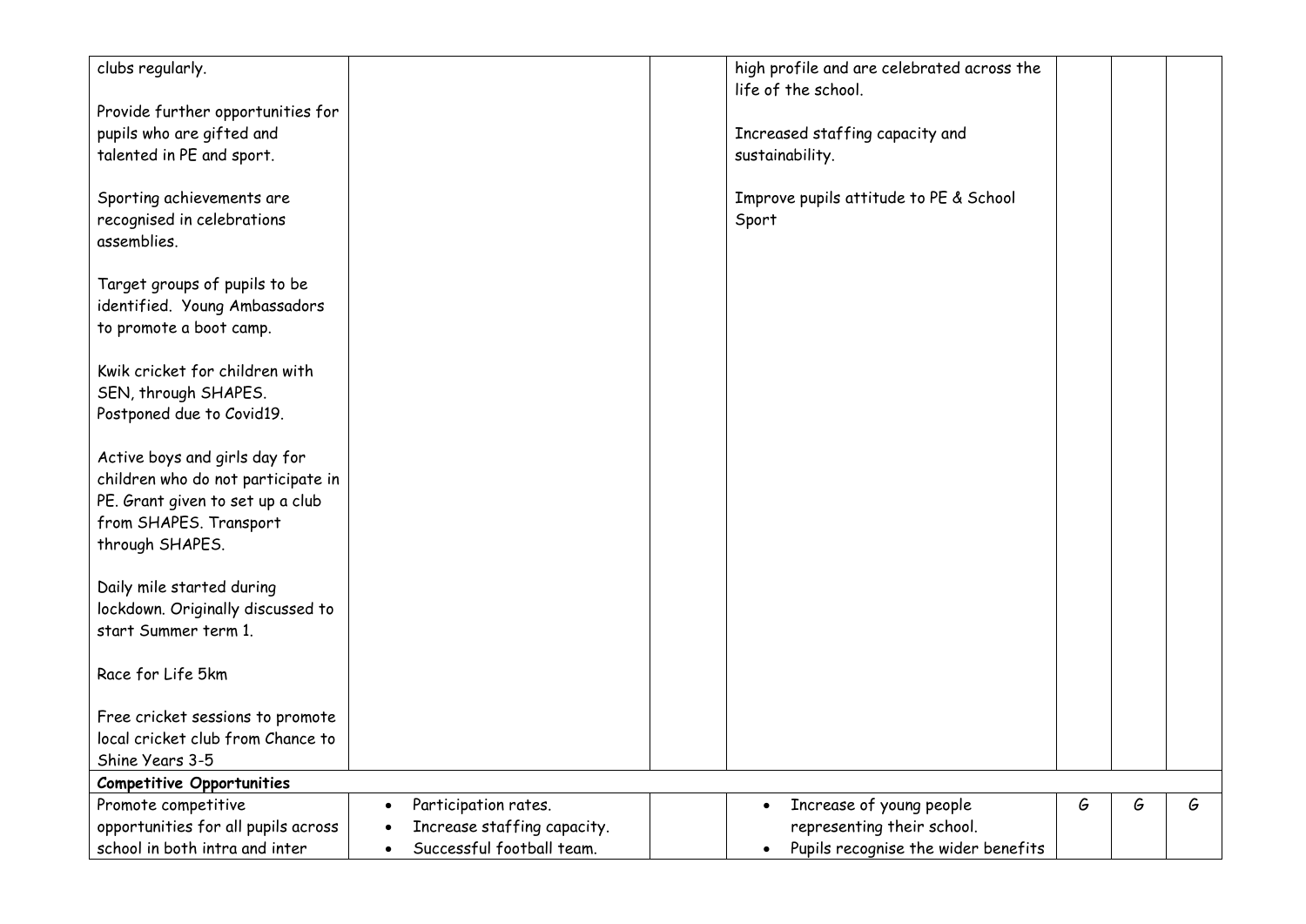| | | | | | | |
|---|---|---|---|---|---|---|
| clubs regularly.<br><br>Provide further opportunities for pupils who are gifted and talented in PE and sport.<br><br>Sporting achievements are recognised in celebrations assemblies.<br><br>Target groups of pupils to be identified. Young Ambassadors to promote a boot camp.<br><br>Kwik cricket for children with SEN, through SHAPES. Postponed due to Covid19.<br><br>Active boys and girls day for children who do not participate in PE. Grant given to set up a club from SHAPES. Transport through SHAPES.<br><br>Daily mile started during lockdown. Originally discussed to start Summer term 1.<br><br>Race for Life 5km<br><br>Free cricket sessions to promote local cricket club from Chance to Shine Years 3-5 | | | high profile and are celebrated across the life of the school.<br><br>Increased staffing capacity and sustainability.<br><br>Improve pupils attitude to PE & School Sport | | | |
| **Competitive Opportunities** | | | | | | |
| Promote competitive opportunities for all pupils across school in both intra and inter | • Participation rates.<br>• Increase staffing capacity.<br>• Successful football team. | | • Increase of young people representing their school.<br>• Pupils recognise the wider benefits | G | G | G |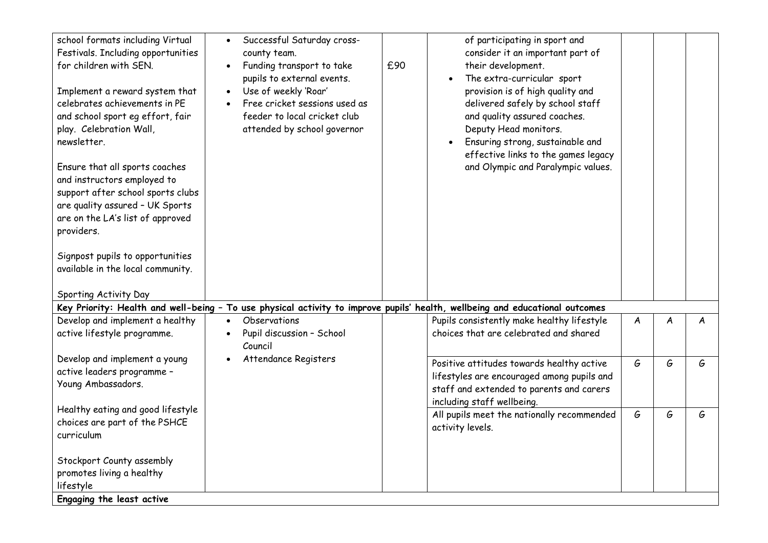| | | | | | | |
|---|---|---|---|---|---|---|
| school formats including Virtual Festivals. Including opportunities for children with SEN.<br><br>Implement a reward system that celebrates achievements in PE and school sport eg effort, fair play. Celebration Wall, newsletter.<br><br>Ensure that all sports coaches and instructors employed to support after school sports clubs are quality assured – UK Sports are on the LA's list of approved providers.<br><br>Signpost pupils to opportunities available in the local community.<br><br>Sporting Activity Day | • Successful Saturday cross-county team.<br>• Funding transport to take pupils to external events.<br>• Use of weekly 'Roar'<br>• Free cricket sessions used as feeder to local cricket club attended by school governor | £90 | of participating in sport and consider it an important part of their development.<br>• The extra-curricular sport provision is of high quality and delivered safely by school staff and quality assured coaches. Deputy Head monitors.<br>• Ensuring strong, sustainable and effective links to the games legacy and Olympic and Paralympic values. | | | |
| **Key Priority: Health and well-being – To use physical activity to improve pupils' health, wellbeing and educational outcomes** | | | | | | |
| Develop and implement a healthy active lifestyle programme.<br><br>Develop and implement a young active leaders programme – Young Ambassadors.<br><br>Healthy eating and good lifestyle choices are part of the PSHCE curriculum<br><br>Stockport County assembly promotes living a healthy lifestyle | • Observations<br>• Pupil discussion – School Council<br>• Attendance Registers | | Pupils consistently make healthy lifestyle choices that are celebrated and shared | A | A | A |
| | | | Positive attitudes towards healthy active lifestyles are encouraged among pupils and staff and extended to parents and carers including staff wellbeing. | G | G | G |
| | | | All pupils meet the nationally recommended activity levels. | G | G | G |
| **Engaging the least active** | | | | | | |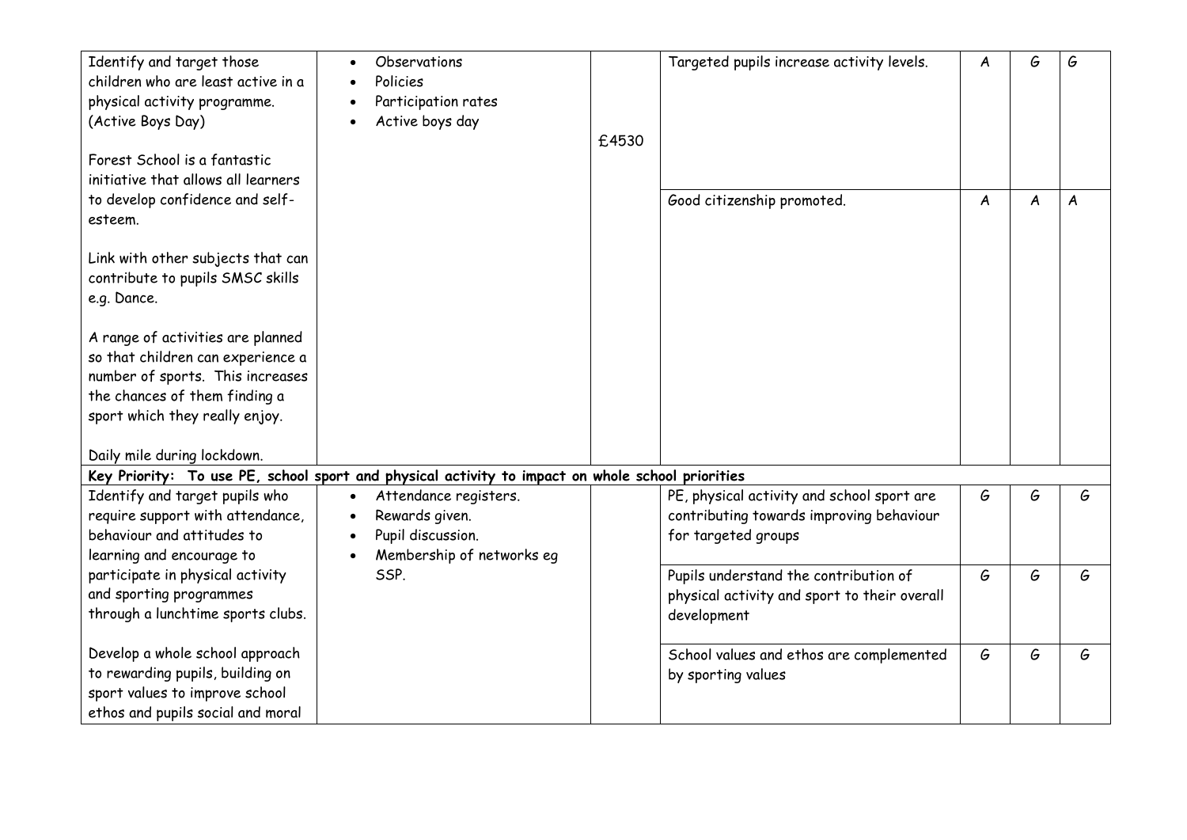| | | | | | | |
|---|---|---|---|---|---|---|
| Identify and target those children who are least active in a physical activity programme. (Active Boys Day)<br><br>Forest School is a fantastic initiative that allows all learners to develop confidence and self-esteem.<br><br>Link with other subjects that can contribute to pupils SMSC skills e.g. Dance.<br><br>A range of activities are planned so that children can experience a number of sports. This increases the chances of them finding a sport which they really enjoy.<br><br>Daily mile during lockdown. | • Observations<br>• Policies<br>• Participation rates<br>• Active boys day | £4530 | Targeted pupils increase activity levels. | A | G | G |
| | | | Good citizenship promoted. | A | A | A |
| **Key Priority: To use PE, school sport and physical activity to impact on whole school priorities** | | | | | | |
| Identify and target pupils who require support with attendance, behaviour and attitudes to learning and encourage to participate in physical activity and sporting programmes through a lunchtime sports clubs.<br><br>Develop a whole school approach to rewarding pupils, building on sport values to improve school ethos and pupils social and moral | • Attendance registers.<br>• Rewards given.<br>• Pupil discussion.<br>• Membership of networks eg SSP. | | PE, physical activity and school sport are contributing towards improving behaviour for targeted groups | G | G | G |
| | | | Pupils understand the contribution of physical activity and sport to their overall development | G | G | G |
| | | | School values and ethos are complemented by sporting values | G | G | G |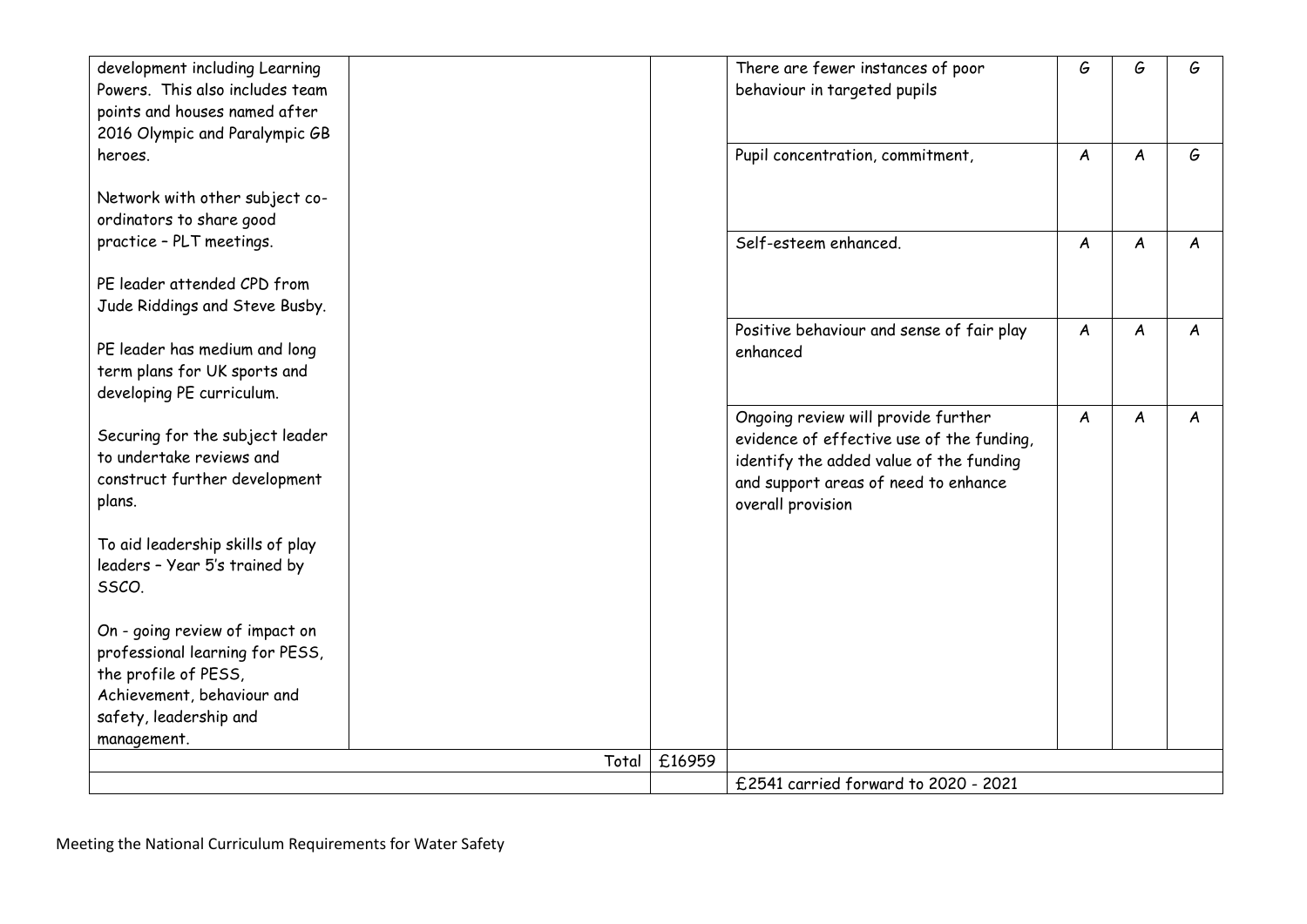| | | | | | | |
|---|---|---|---|---|---|---|
| development including Learning Powers. This also includes team points and houses named after 2016 Olympic and Paralympic GB heroes.<br><br>Network with other subject co-ordinators to share good practice – PLT meetings.<br><br>PE leader attended CPD from Jude Riddings and Steve Busby.<br><br>PE leader has medium and long term plans for UK sports and developing PE curriculum.<br><br>Securing for the subject leader to undertake reviews and construct further development plans.<br><br>To aid leadership skills of play leaders – Year 5's trained by SSCO.<br><br>On - going review of impact on professional learning for PESS, the profile of PESS, Achievement, behaviour and safety, leadership and management. | | | There are fewer instances of poor behaviour in targeted pupils | G | G | G |
| | | | Pupil concentration, commitment, | A | A | G |
| | | | Self-esteem enhanced. | A | A | A |
| | | | Positive behaviour and sense of fair play enhanced | A | A | A |
| | | | Ongoing review will provide further evidence of effective use of the funding, identify the added value of the funding and support areas of need to enhance overall provision | A | A | A |
| | Total | £16959 | | | | |
| | | | £2541 carried forward to 2020 - 2021 | | | |

Meeting the National Curriculum Requirements for Water Safety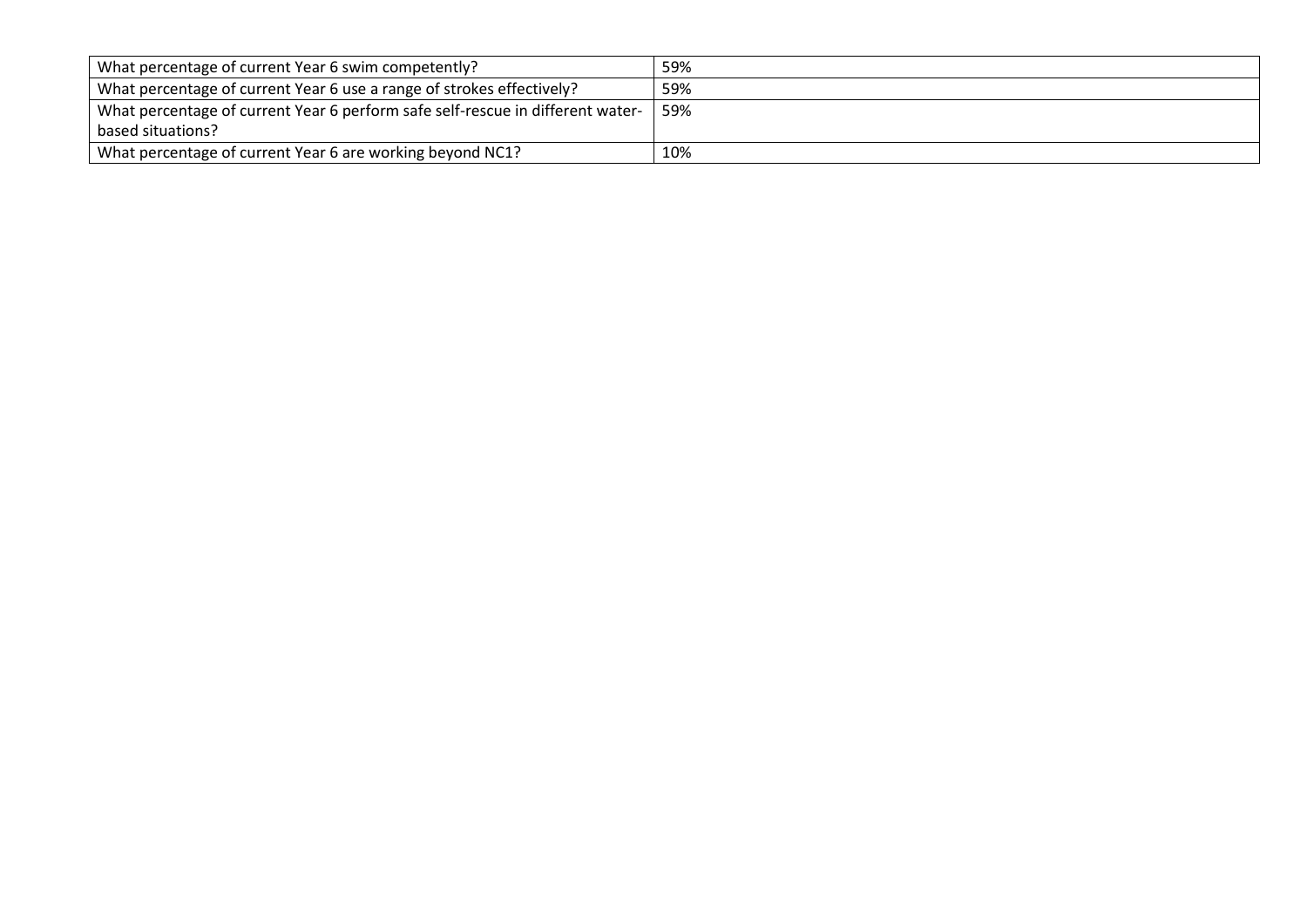| | |
|---|---|
| What percentage of current Year 6 swim competently? | 59% |
| What percentage of current Year 6 use a range of strokes effectively? | 59% |
| What percentage of current Year 6 perform safe self-rescue in different water-based situations? | 59% |
| What percentage of current Year 6 are working beyond NC1? | 10% |